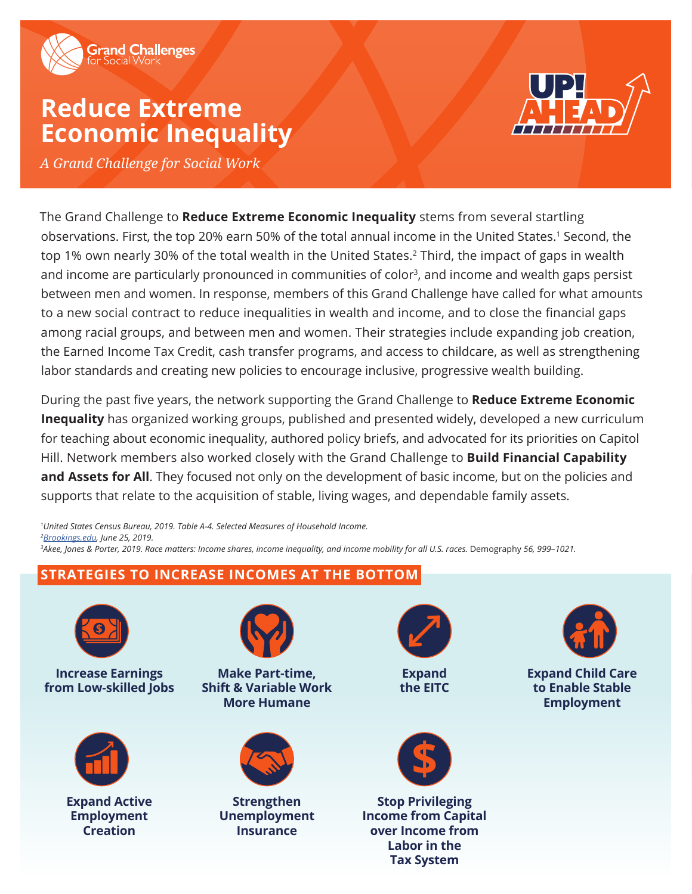Grand Challenges for Social Work

# Reduce Extreme Economic Inequality

*A Grand Challenge for Social Work*

UP! AHEAD

The Grand Challenge to **Reduce Extreme Economic Inequality** stems from several startling observations. First, the top 20% earn 50% of the total annual income in the United States.[1] Second, the top 1% own nearly 30% of the total wealth in the United States.[2] Third, the impact of gaps in wealth and income are particularly pronounced in communities of color[3], and income and wealth gaps persist between men and women. In response, members of this Grand Challenge have called for what amounts to a new social contract to reduce inequalities in wealth and income, and to close the financial gaps among racial groups, and between men and women. Their strategies include expanding job creation, the Earned Income Tax Credit, cash transfer programs, and access to childcare, as well as strengthening labor standards and creating new policies to encourage inclusive, progressive wealth building.

During the past five years, the network supporting the Grand Challenge to **Reduce Extreme Economic Inequality** has organized working groups, published and presented widely, developed a new curriculum for teaching about economic inequality, authored policy briefs, and advocated for its priorities on Capitol Hill. Network members also worked closely with the Grand Challenge to **Build Financial Capability and Assets for All**. They focused not only on the development of basic income, but on the policies and supports that relate to the acquisition of stable, living wages, and dependable family assets.

[1]*United States Census Bureau, 2019. Table A-4. Selected Measures of Household Income.*
[2]*Brookings.edu, June 25, 2019.*
[3]*Akee, Jones & Porter, 2019. Race matters: Income shares, income inequality, and income mobility for all U.S. races.* Demography *56, 999–1021.*

## STRATEGIES TO INCREASE INCOMES AT THE BOTTOM

- **Increase Earnings from Low-skilled Jobs**
- **Make Part-time, Shift & Variable Work More Humane**
- **Expand the EITC**
- **Expand Child Care to Enable Stable Employment**
- **Expand Active Employment Creation**
- **Strengthen Unemployment Insurance**
- **Stop Privileging Income from Capital over Income from Labor in the Tax System**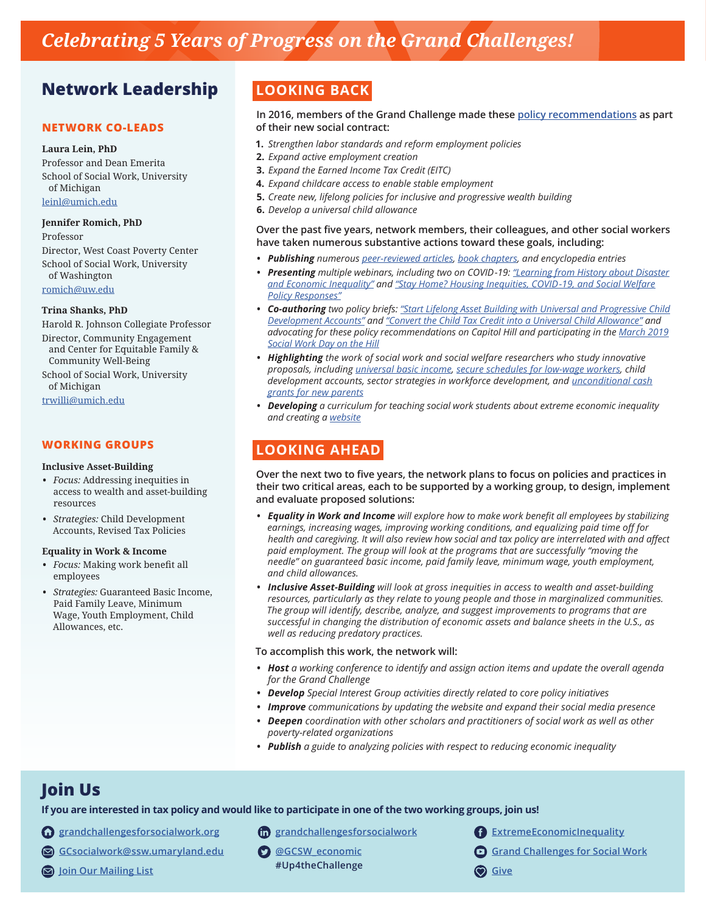# Celebrating 5 Years of Progress on the Grand Challenges!

## Network Leadership

### NETWORK CO-LEADS

**Laura Lein, PhD**
Professor and Dean Emerita
School of Social Work, University of Michigan
leinl@umich.edu

**Jennifer Romich, PhD**
Professor
Director, West Coast Poverty Center
School of Social Work, University of Washington
romich@uw.edu

**Trina Shanks, PhD**
Harold R. Johnson Collegiate Professor
Director, Community Engagement and Center for Equitable Family & Community Well-Being
School of Social Work, University of Michigan
trwilli@umich.edu

### WORKING GROUPS

**Inclusive Asset-Building**

- *Focus:* Addressing inequities in access to wealth and asset-building resources
- *Strategies:* Child Development Accounts, Revised Tax Policies

**Equality in Work & Income**

- *Focus:* Making work benefit all employees
- *Strategies:* Guaranteed Basic Income, Paid Family Leave, Minimum Wage, Youth Employment, Child Allowances, etc.

## LOOKING BACK

**In 2016, members of the Grand Challenge made these policy recommendations as part of their new social contract:**

1. *Strengthen labor standards and reform employment policies*
2. *Expand active employment creation*
3. *Expand the Earned Income Tax Credit (EITC)*
4. *Expand childcare access to enable stable employment*
5. *Create new, lifelong policies for inclusive and progressive wealth building*
6. *Develop a universal child allowance*

**Over the past five years, network members, their colleagues, and other social workers have taken numerous substantive actions toward these goals, including:**

- ***Publishing*** *numerous peer-reviewed articles, book chapters, and encyclopedia entries*
- ***Presenting*** *multiple webinars, including two on COVID-19: "Learning from History about Disaster and Economic Inequality" and "Stay Home? Housing Inequities, COVID-19, and Social Welfare Policy Responses"*
- ***Co-authoring*** *two policy briefs: "Start Lifelong Asset Building with Universal and Progressive Child Development Accounts" and "Convert the Child Tax Credit into a Universal Child Allowance" and advocating for these policy recommendations on Capitol Hill and participating in the March 2019 Social Work Day on the Hill*
- ***Highlighting*** *the work of social work and social welfare researchers who study innovative proposals, including universal basic income, secure schedules for low-wage workers, child development accounts, sector strategies in workforce development, and unconditional cash grants for new parents*
- ***Developing*** *a curriculum for teaching social work students about extreme economic inequality and creating a website*

## LOOKING AHEAD

**Over the next two to five years, the network plans to focus on policies and practices in their two critical areas, each to be supported by a working group, to design, implement and evaluate proposed solutions:**

- ***Equality in Work and Income*** *will explore how to make work benefit all employees by stabilizing earnings, increasing wages, improving working conditions, and equalizing paid time off for health and caregiving. It will also review how social and tax policy are interrelated with and affect paid employment. The group will look at the programs that are successfully "moving the needle" on guaranteed basic income, paid family leave, minimum wage, youth employment, and child allowances.*
- ***Inclusive Asset-Building*** *will look at gross inequities in access to wealth and asset-building resources, particularly as they relate to young people and those in marginalized communities. The group will identify, describe, analyze, and suggest improvements to programs that are successful in changing the distribution of economic assets and balance sheets in the U.S., as well as reducing predatory practices.*

**To accomplish this work, the network will:**

- ***Host*** *a working conference to identify and assign action items and update the overall agenda for the Grand Challenge*
- ***Develop*** *Special Interest Group activities directly related to core policy initiatives*
- ***Improve*** *communications by updating the website and expand their social media presence*
- ***Deepen*** *coordination with other scholars and practitioners of social work as well as other poverty-related organizations*
- ***Publish*** *a guide to analyzing policies with respect to reducing economic inequality*

## Join Us

**If you are interested in tax policy and would like to participate in one of the two working groups, join us!**

- grandchallengesforsocialwork.org
- GCsocialwork@ssw.umaryland.edu
- Join Our Mailing List
- grandchallengesforsocialwork
- @GCSW_economic #Up4theChallenge
- ExtremeEconomicInequality
- Grand Challenges for Social Work
- Give